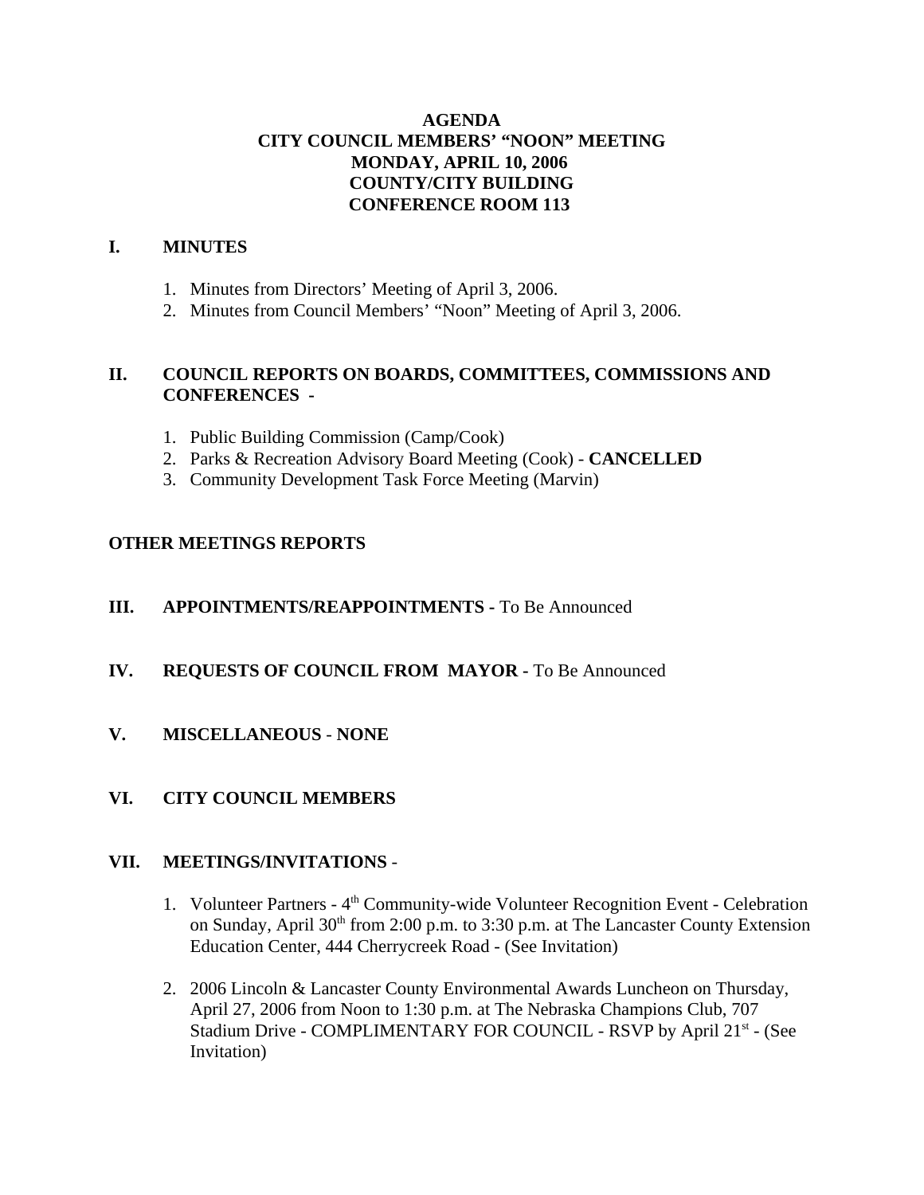# AGENDA
# CITY COUNCIL MEMBERS' "NOON" MEETING
# MONDAY, APRIL 10, 2006
# COUNTY/CITY BUILDING
# CONFERENCE ROOM 113

## I. MINUTES

1. Minutes from Directors' Meeting of April 3, 2006.
2. Minutes from Council Members' "Noon" Meeting of April 3, 2006.

## II. COUNCIL REPORTS ON BOARDS, COMMITTEES, COMMISSIONS AND CONFERENCES -

1. Public Building Commission (Camp/Cook)
2. Parks & Recreation Advisory Board Meeting (Cook) - **CANCELLED**
3. Community Development Task Force Meeting (Marvin)

## OTHER MEETINGS REPORTS

## III. APPOINTMENTS/REAPPOINTMENTS - To Be Announced

## IV. REQUESTS OF COUNCIL FROM MAYOR - To Be Announced

## V. MISCELLANEOUS - NONE

## VI. CITY COUNCIL MEMBERS

## VII. MEETINGS/INVITATIONS -

1. Volunteer Partners - 4th Community-wide Volunteer Recognition Event - Celebration on Sunday, April 30th from 2:00 p.m. to 3:30 p.m. at The Lancaster County Extension Education Center, 444 Cherrycreek Road - (See Invitation)

2. 2006 Lincoln & Lancaster County Environmental Awards Luncheon on Thursday, April 27, 2006 from Noon to 1:30 p.m. at The Nebraska Champions Club, 707 Stadium Drive - COMPLIMENTARY FOR COUNCIL - RSVP by April 21st - (See Invitation)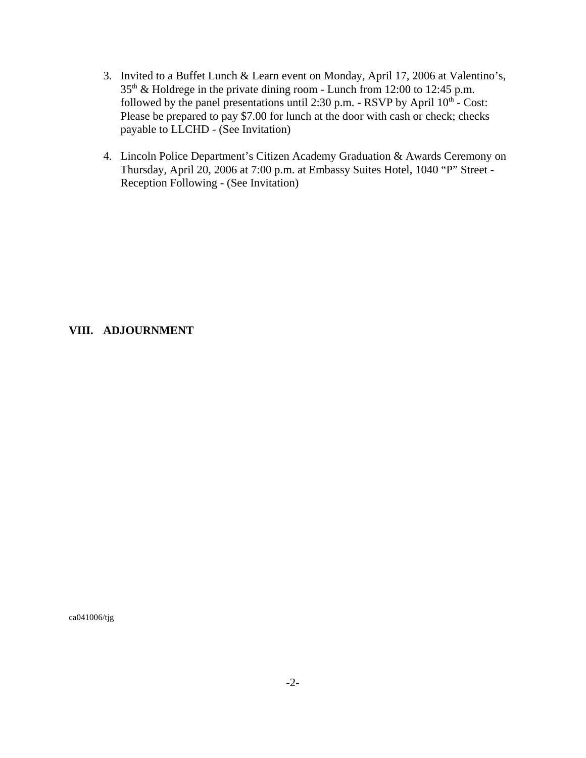3. Invited to a Buffet Lunch & Learn event on Monday, April 17, 2006 at Valentino's, 35th & Holdrege in the private dining room - Lunch from 12:00 to 12:45 p.m. followed by the panel presentations until 2:30 p.m. - RSVP by April 10th - Cost: Please be prepared to pay $7.00 for lunch at the door with cash or check; checks payable to LLCHD - (See Invitation)

4. Lincoln Police Department's Citizen Academy Graduation & Awards Ceremony on Thursday, April 20, 2006 at 7:00 p.m. at Embassy Suites Hotel, 1040 "P" Street - Reception Following - (See Invitation)

**VIII. ADJOURNMENT**

ca041006/tjg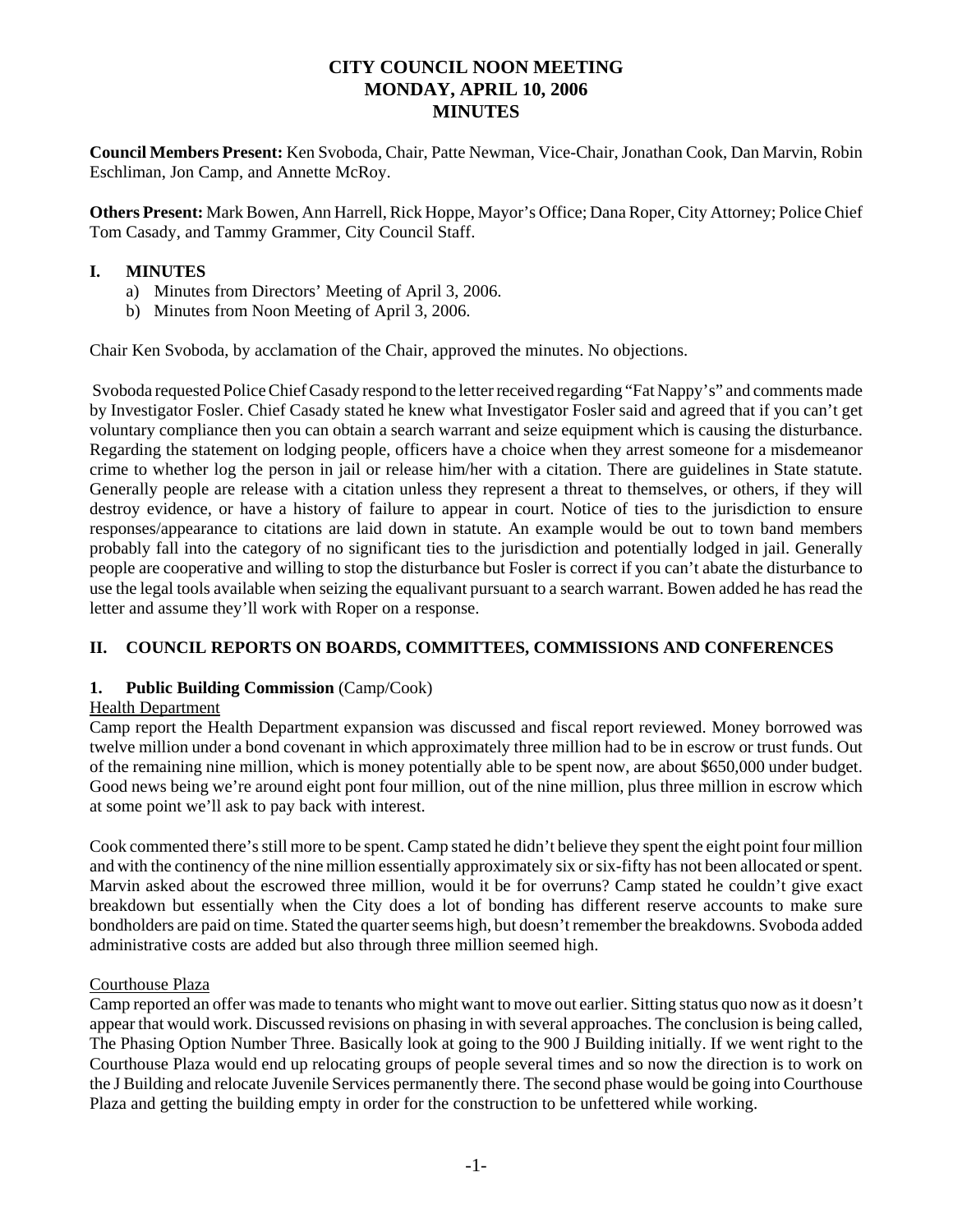# CITY COUNCIL NOON MEETING
# MONDAY, APRIL 10, 2006
# MINUTES

**Council Members Present:** Ken Svoboda, Chair, Patte Newman, Vice-Chair, Jonathan Cook, Dan Marvin, Robin Eschliman, Jon Camp, and Annette McRoy.

**Others Present:** Mark Bowen, Ann Harrell, Rick Hoppe, Mayor's Office; Dana Roper, City Attorney; Police Chief Tom Casady, and Tammy Grammer, City Council Staff.

## I. MINUTES

a) Minutes from Directors' Meeting of April 3, 2006.
b) Minutes from Noon Meeting of April 3, 2006.

Chair Ken Svoboda, by acclamation of the Chair, approved the minutes. No objections.

Svoboda requested Police Chief Casady respond to the letter received regarding "Fat Nappy's" and comments made by Investigator Fosler. Chief Casady stated he knew what Investigator Fosler said and agreed that if you can't get voluntary compliance then you can obtain a search warrant and seize equipment which is causing the disturbance. Regarding the statement on lodging people, officers have a choice when they arrest someone for a misdemeanor crime to whether log the person in jail or release him/her with a citation. There are guidelines in State statute. Generally people are release with a citation unless they represent a threat to themselves, or others, if they will destroy evidence, or have a history of failure to appear in court. Notice of ties to the jurisdiction to ensure responses/appearance to citations are laid down in statute. An example would be out to town band members probably fall into the category of no significant ties to the jurisdiction and potentially lodged in jail. Generally people are cooperative and willing to stop the disturbance but Fosler is correct if you can't abate the disturbance to use the legal tools available when seizing the equalivant pursuant to a search warrant. Bowen added he has read the letter and assume they'll work with Roper on a response.

## II. COUNCIL REPORTS ON BOARDS, COMMITTEES, COMMISSIONS AND CONFERENCES

### 1. Public Building Commission (Camp/Cook)

Health Department

Camp report the Health Department expansion was discussed and fiscal report reviewed. Money borrowed was twelve million under a bond covenant in which approximately three million had to be in escrow or trust funds. Out of the remaining nine million, which is money potentially able to be spent now, are about $650,000 under budget. Good news being we're around eight pont four million, out of the nine million, plus three million in escrow which at some point we'll ask to pay back with interest.

Cook commented there's still more to be spent. Camp stated he didn't believe they spent the eight point four million and with the continency of the nine million essentially approximately six or six-fifty has not been allocated or spent. Marvin asked about the escrowed three million, would it be for overruns? Camp stated he couldn't give exact breakdown but essentially when the City does a lot of bonding has different reserve accounts to make sure bondholders are paid on time. Stated the quarter seems high, but doesn't remember the breakdowns. Svoboda added administrative costs are added but also through three million seemed high.

Courthouse Plaza

Camp reported an offer was made to tenants who might want to move out earlier. Sitting status quo now as it doesn't appear that would work. Discussed revisions on phasing in with several approaches. The conclusion is being called, The Phasing Option Number Three. Basically look at going to the 900 J Building initially. If we went right to the Courthouse Plaza would end up relocating groups of people several times and so now the direction is to work on the J Building and relocate Juvenile Services permanently there. The second phase would be going into Courthouse Plaza and getting the building empty in order for the construction to be unfettered while working.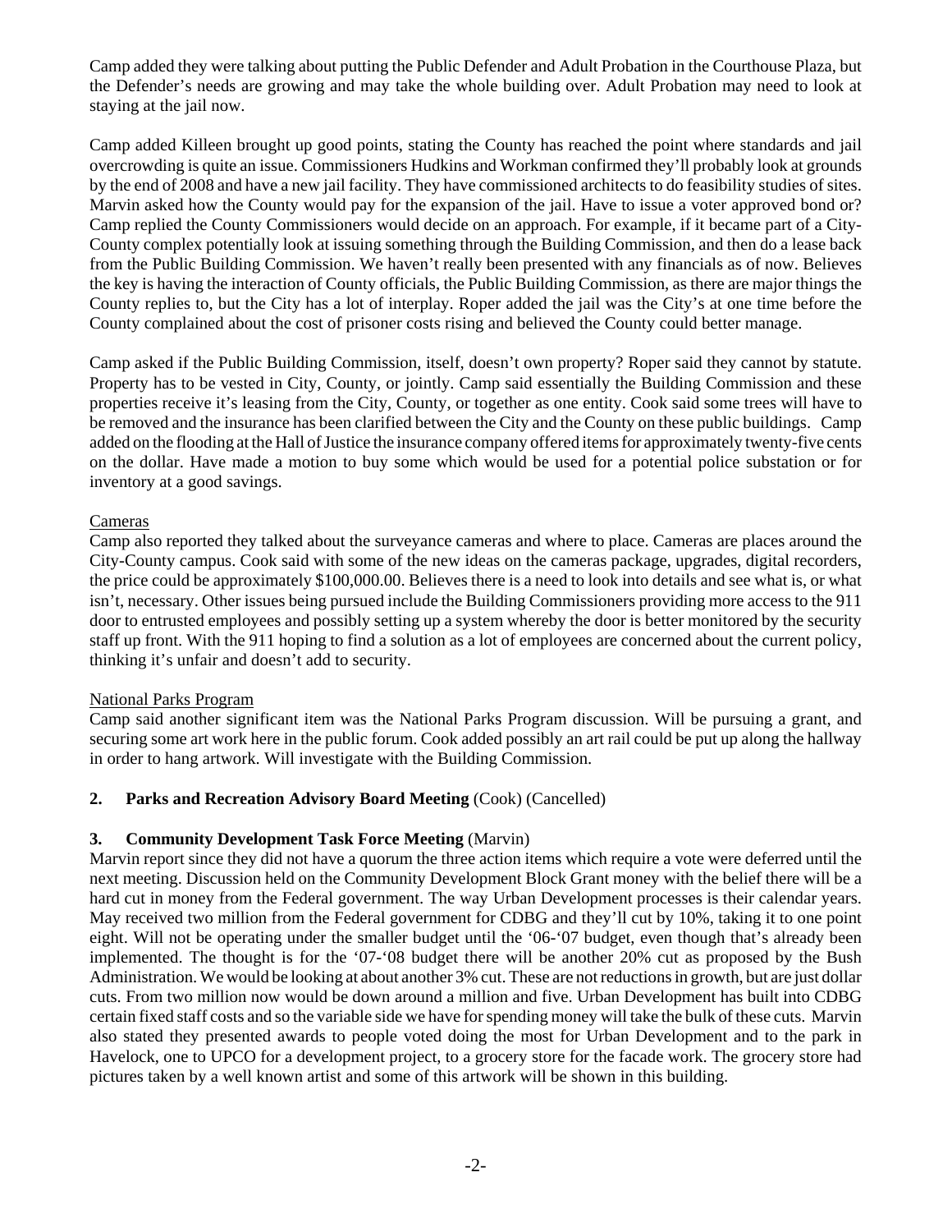Camp added they were talking about putting the Public Defender and Adult Probation in the Courthouse Plaza, but the Defender's needs are growing and may take the whole building over. Adult Probation may need to look at staying at the jail now.

Camp added Killeen brought up good points, stating the County has reached the point where standards and jail overcrowding is quite an issue. Commissioners Hudkins and Workman confirmed they'll probably look at grounds by the end of 2008 and have a new jail facility. They have commissioned architects to do feasibility studies of sites. Marvin asked how the County would pay for the expansion of the jail. Have to issue a voter approved bond or? Camp replied the County Commissioners would decide on an approach. For example, if it became part of a City-County complex potentially look at issuing something through the Building Commission, and then do a lease back from the Public Building Commission. We haven't really been presented with any financials as of now. Believes the key is having the interaction of County officials, the Public Building Commission, as there are major things the County replies to, but the City has a lot of interplay. Roper added the jail was the City's at one time before the County complained about the cost of prisoner costs rising and believed the County could better manage.

Camp asked if the Public Building Commission, itself, doesn't own property? Roper said they cannot by statute. Property has to be vested in City, County, or jointly. Camp said essentially the Building Commission and these properties receive it's leasing from the City, County, or together as one entity. Cook said some trees will have to be removed and the insurance has been clarified between the City and the County on these public buildings. Camp added on the flooding at the Hall of Justice the insurance company offered items for approximately twenty-five cents on the dollar. Have made a motion to buy some which would be used for a potential police substation or for inventory at a good savings.

Cameras

Camp also reported they talked about the surveyance cameras and where to place. Cameras are places around the City-County campus. Cook said with some of the new ideas on the cameras package, upgrades, digital recorders, the price could be approximately $100,000.00. Believes there is a need to look into details and see what is, or what isn't, necessary. Other issues being pursued include the Building Commissioners providing more access to the 911 door to entrusted employees and possibly setting up a system whereby the door is better monitored by the security staff up front. With the 911 hoping to find a solution as a lot of employees are concerned about the current policy, thinking it's unfair and doesn't add to security.

National Parks Program

Camp said another significant item was the National Parks Program discussion. Will be pursuing a grant, and securing some art work here in the public forum. Cook added possibly an art rail could be put up along the hallway in order to hang artwork. Will investigate with the Building Commission.

**2. Parks and Recreation Advisory Board Meeting** (Cook) (Cancelled)

**3. Community Development Task Force Meeting** (Marvin)

Marvin report since they did not have a quorum the three action items which require a vote were deferred until the next meeting. Discussion held on the Community Development Block Grant money with the belief there will be a hard cut in money from the Federal government. The way Urban Development processes is their calendar years. May received two million from the Federal government for CDBG and they'll cut by 10%, taking it to one point eight. Will not be operating under the smaller budget until the '06-'07 budget, even though that's already been implemented. The thought is for the '07-'08 budget there will be another 20% cut as proposed by the Bush Administration. We would be looking at about another 3% cut. These are not reductions in growth, but are just dollar cuts. From two million now would be down around a million and five. Urban Development has built into CDBG certain fixed staff costs and so the variable side we have for spending money will take the bulk of these cuts. Marvin also stated they presented awards to people voted doing the most for Urban Development and to the park in Havelock, one to UPCO for a development project, to a grocery store for the facade work. The grocery store had pictures taken by a well known artist and some of this artwork will be shown in this building.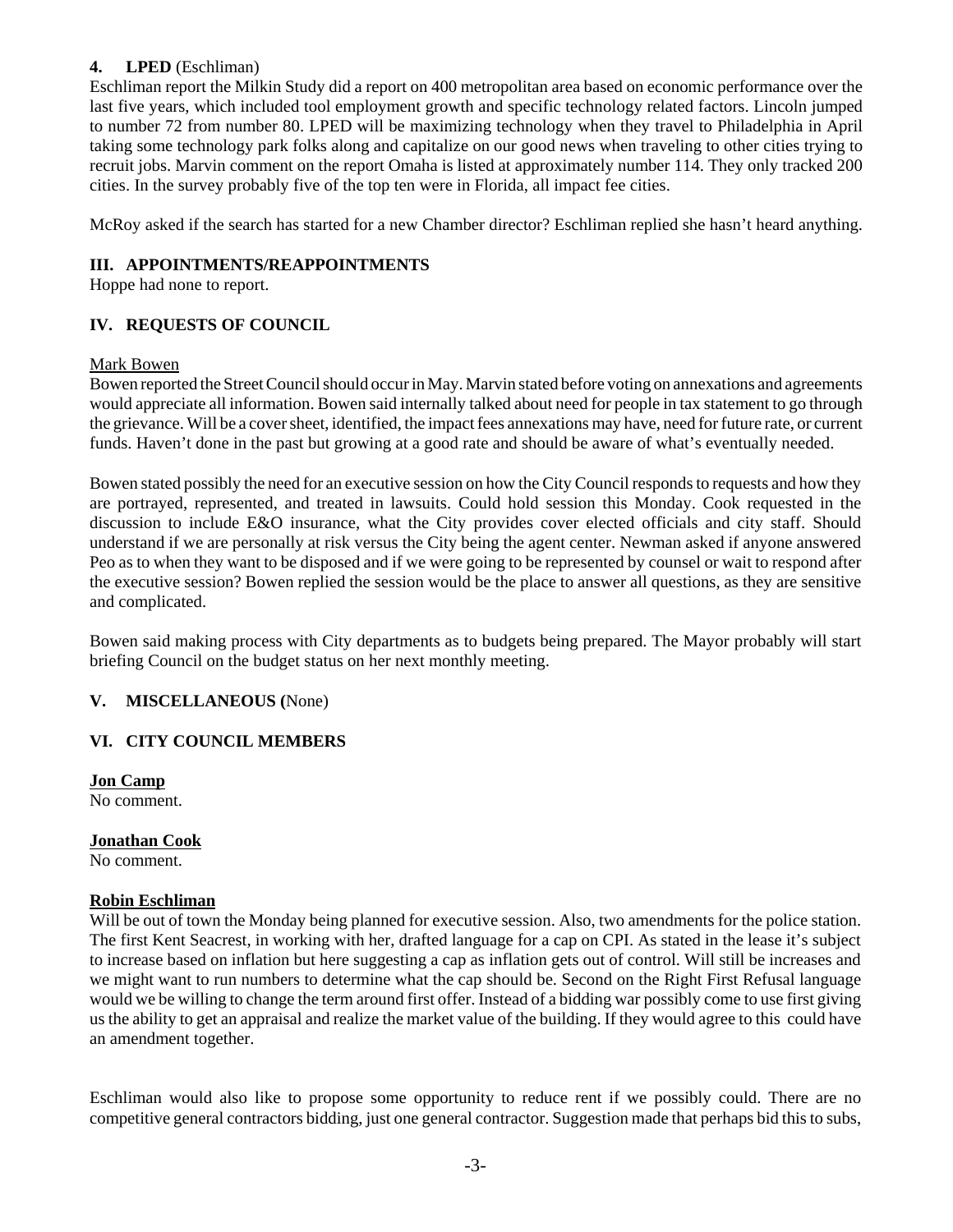### 4. LPED (Eschliman)

Eschliman report the Milkin Study did a report on 400 metropolitan area based on economic performance over the last five years, which included tool employment growth and specific technology related factors. Lincoln jumped to number 72 from number 80. LPED will be maximizing technology when they travel to Philadelphia in April taking some technology park folks along and capitalize on our good news when traveling to other cities trying to recruit jobs. Marvin comment on the report Omaha is listed at approximately number 114. They only tracked 200 cities. In the survey probably five of the top ten were in Florida, all impact fee cities.

McRoy asked if the search has started for a new Chamber director? Eschliman replied she hasn't heard anything.

## III. APPOINTMENTS/REAPPOINTMENTS

Hoppe had none to report.

## IV. REQUESTS OF COUNCIL

Mark Bowen

Bowen reported the Street Council should occur in May. Marvin stated before voting on annexations and agreements would appreciate all information. Bowen said internally talked about need for people in tax statement to go through the grievance. Will be a cover sheet, identified, the impact fees annexations may have, need for future rate, or current funds. Haven't done in the past but growing at a good rate and should be aware of what's eventually needed.

Bowen stated possibly the need for an executive session on how the City Council responds to requests and how they are portrayed, represented, and treated in lawsuits. Could hold session this Monday. Cook requested in the discussion to include E&O insurance, what the City provides cover elected officials and city staff. Should understand if we are personally at risk versus the City being the agent center. Newman asked if anyone answered Peo as to when they want to be disposed and if we were going to be represented by counsel or wait to respond after the executive session? Bowen replied the session would be the place to answer all questions, as they are sensitive and complicated.

Bowen said making process with City departments as to budgets being prepared. The Mayor probably will start briefing Council on the budget status on her next monthly meeting.

## V. MISCELLANEOUS (None)

## VI. CITY COUNCIL MEMBERS

**Jon Camp**

No comment.

**Jonathan Cook**

No comment.

**Robin Eschliman**

Will be out of town the Monday being planned for executive session. Also, two amendments for the police station. The first Kent Seacrest, in working with her, drafted language for a cap on CPI. As stated in the lease it's subject to increase based on inflation but here suggesting a cap as inflation gets out of control. Will still be increases and we might want to run numbers to determine what the cap should be. Second on the Right First Refusal language would we be willing to change the term around first offer. Instead of a bidding war possibly come to use first giving us the ability to get an appraisal and realize the market value of the building. If they would agree to this could have an amendment together.

Eschliman would also like to propose some opportunity to reduce rent if we possibly could. There are no competitive general contractors bidding, just one general contractor. Suggestion made that perhaps bid this to subs,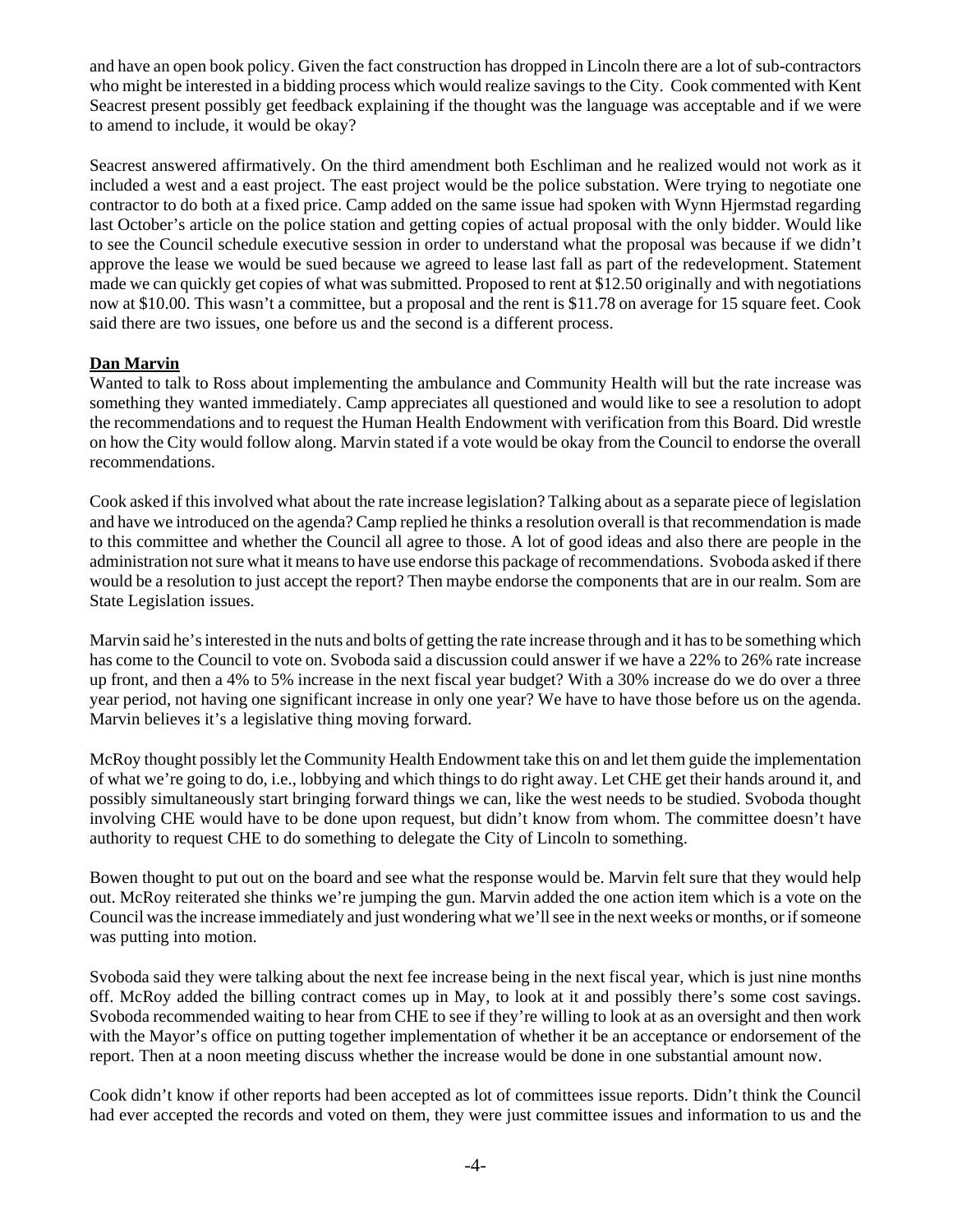and have an open book policy. Given the fact construction has dropped in Lincoln there are a lot of sub-contractors who might be interested in a bidding process which would realize savings to the City. Cook commented with Kent Seacrest present possibly get feedback explaining if the thought was the language was acceptable and if we were to amend to include, it would be okay?

Seacrest answered affirmatively. On the third amendment both Eschliman and he realized would not work as it included a west and a east project. The east project would be the police substation. Were trying to negotiate one contractor to do both at a fixed price. Camp added on the same issue had spoken with Wynn Hjermstad regarding last October's article on the police station and getting copies of actual proposal with the only bidder. Would like to see the Council schedule executive session in order to understand what the proposal was because if we didn't approve the lease we would be sued because we agreed to lease last fall as part of the redevelopment. Statement made we can quickly get copies of what was submitted. Proposed to rent at $12.50 originally and with negotiations now at $10.00. This wasn't a committee, but a proposal and the rent is $11.78 on average for 15 square feet. Cook said there are two issues, one before us and the second is a different process.

**Dan Marvin**

Wanted to talk to Ross about implementing the ambulance and Community Health will but the rate increase was something they wanted immediately. Camp appreciates all questioned and would like to see a resolution to adopt the recommendations and to request the Human Health Endowment with verification from this Board. Did wrestle on how the City would follow along. Marvin stated if a vote would be okay from the Council to endorse the overall recommendations.

Cook asked if this involved what about the rate increase legislation? Talking about as a separate piece of legislation and have we introduced on the agenda? Camp replied he thinks a resolution overall is that recommendation is made to this committee and whether the Council all agree to those. A lot of good ideas and also there are people in the administration not sure what it means to have use endorse this package of recommendations. Svoboda asked if there would be a resolution to just accept the report? Then maybe endorse the components that are in our realm. Som are State Legislation issues.

Marvin said he's interested in the nuts and bolts of getting the rate increase through and it has to be something which has come to the Council to vote on. Svoboda said a discussion could answer if we have a 22% to 26% rate increase up front, and then a 4% to 5% increase in the next fiscal year budget? With a 30% increase do we do over a three year period, not having one significant increase in only one year? We have to have those before us on the agenda. Marvin believes it's a legislative thing moving forward.

McRoy thought possibly let the Community Health Endowment take this on and let them guide the implementation of what we're going to do, i.e., lobbying and which things to do right away. Let CHE get their hands around it, and possibly simultaneously start bringing forward things we can, like the west needs to be studied. Svoboda thought involving CHE would have to be done upon request, but didn't know from whom. The committee doesn't have authority to request CHE to do something to delegate the City of Lincoln to something.

Bowen thought to put out on the board and see what the response would be. Marvin felt sure that they would help out. McRoy reiterated she thinks we're jumping the gun. Marvin added the one action item which is a vote on the Council was the increase immediately and just wondering what we'll see in the next weeks or months, or if someone was putting into motion.

Svoboda said they were talking about the next fee increase being in the next fiscal year, which is just nine months off. McRoy added the billing contract comes up in May, to look at it and possibly there's some cost savings. Svoboda recommended waiting to hear from CHE to see if they're willing to look at as an oversight and then work with the Mayor's office on putting together implementation of whether it be an acceptance or endorsement of the report. Then at a noon meeting discuss whether the increase would be done in one substantial amount now.

Cook didn't know if other reports had been accepted as lot of committees issue reports. Didn't think the Council had ever accepted the records and voted on them, they were just committee issues and information to us and the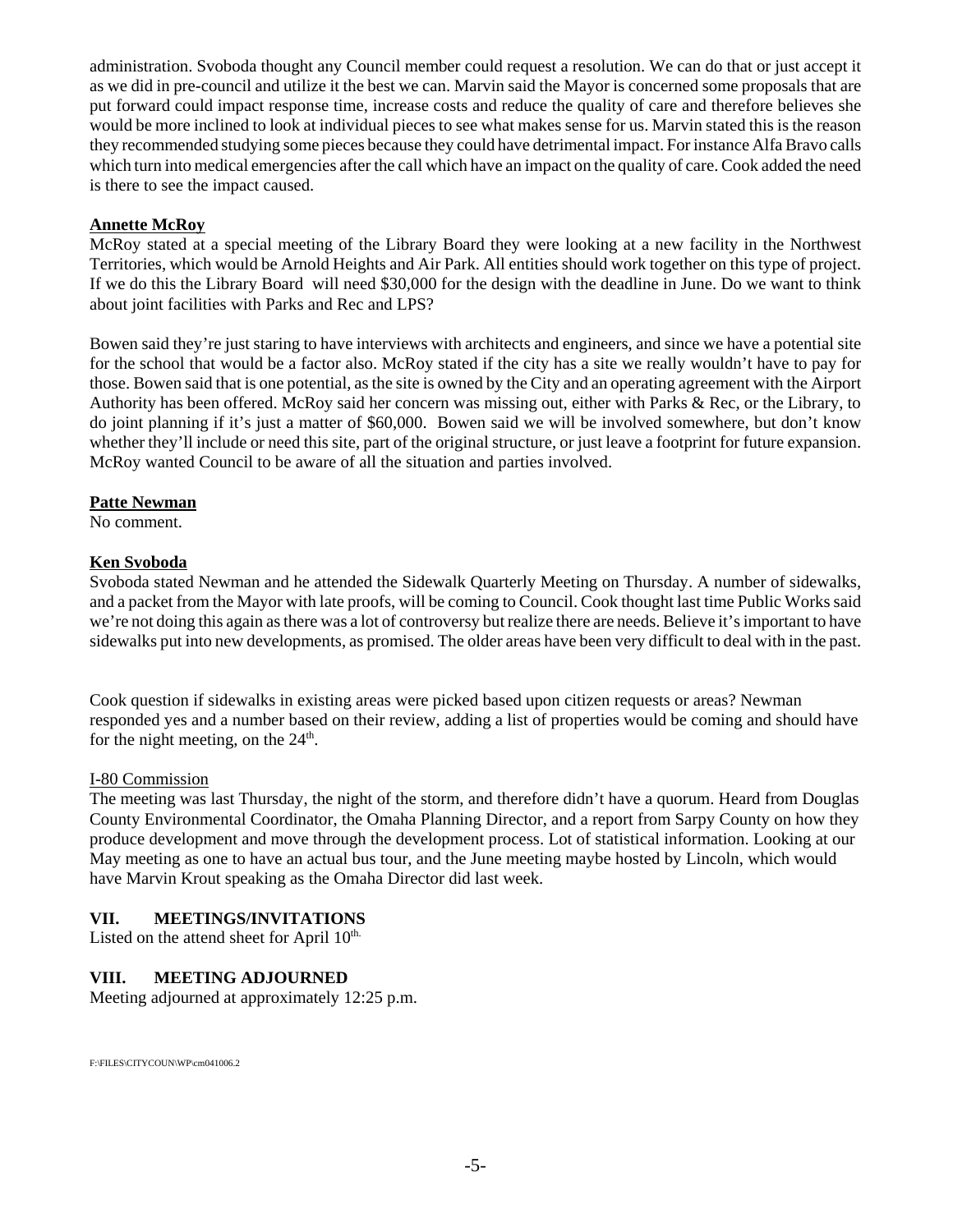administration. Svoboda thought any Council member could request a resolution. We can do that or just accept it as we did in pre-council and utilize it the best we can. Marvin said the Mayor is concerned some proposals that are put forward could impact response time, increase costs and reduce the quality of care and therefore believes she would be more inclined to look at individual pieces to see what makes sense for us. Marvin stated this is the reason they recommended studying some pieces because they could have detrimental impact. For instance Alfa Bravo calls which turn into medical emergencies after the call which have an impact on the quality of care. Cook added the need is there to see the impact caused.

**Annette McRoy**

McRoy stated at a special meeting of the Library Board they were looking at a new facility in the Northwest Territories, which would be Arnold Heights and Air Park. All entities should work together on this type of project. If we do this the Library Board will need $30,000 for the design with the deadline in June. Do we want to think about joint facilities with Parks and Rec and LPS?

Bowen said they're just staring to have interviews with architects and engineers, and since we have a potential site for the school that would be a factor also. McRoy stated if the city has a site we really wouldn't have to pay for those. Bowen said that is one potential, as the site is owned by the City and an operating agreement with the Airport Authority has been offered. McRoy said her concern was missing out, either with Parks & Rec, or the Library, to do joint planning if it's just a matter of $60,000. Bowen said we will be involved somewhere, but don't know whether they'll include or need this site, part of the original structure, or just leave a footprint for future expansion. McRoy wanted Council to be aware of all the situation and parties involved.

**Patte Newman**

No comment.

**Ken Svoboda**

Svoboda stated Newman and he attended the Sidewalk Quarterly Meeting on Thursday. A number of sidewalks, and a packet from the Mayor with late proofs, will be coming to Council. Cook thought last time Public Works said we're not doing this again as there was a lot of controversy but realize there are needs. Believe it's important to have sidewalks put into new developments, as promised. The older areas have been very difficult to deal with in the past.

Cook question if sidewalks in existing areas were picked based upon citizen requests or areas? Newman responded yes and a number based on their review, adding a list of properties would be coming and should have for the night meeting, on the 24th.

I-80 Commission

The meeting was last Thursday, the night of the storm, and therefore didn't have a quorum. Heard from Douglas County Environmental Coordinator, the Omaha Planning Director, and a report from Sarpy County on how they produce development and move through the development process. Lot of statistical information. Looking at our May meeting as one to have an actual bus tour, and the June meeting maybe hosted by Lincoln, which would have Marvin Krout speaking as the Omaha Director did last week.

## VII. MEETINGS/INVITATIONS

Listed on the attend sheet for April 10th.

## VIII. MEETING ADJOURNED

Meeting adjourned at approximately 12:25 p.m.

F:\FILES\CITYCOUN\WP\cm041006.2